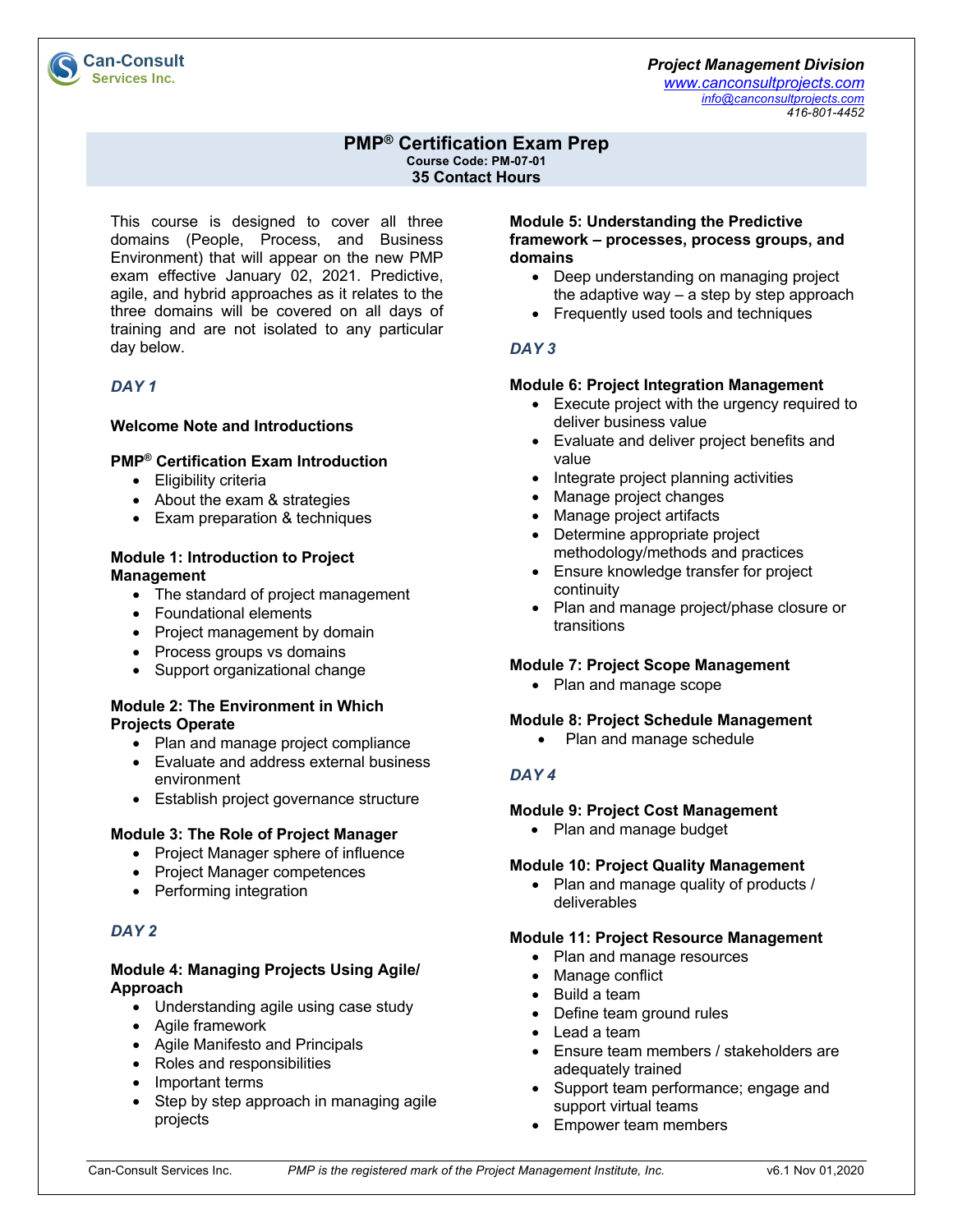Can-Consult Services Inc.

*Project Management Division*
[www.canconsultprojects.com](http://www.canconsultprojects.com)
[info@canconsultprojects.com](mailto:info@canconsultprojects.com)
*416-801-4452*

# PMP® Certification Exam Prep

**Course Code: PM-07-01**

**35 Contact Hours**

This course is designed to cover all three domains (People, Process, and Business Environment) that will appear on the new PMP exam effective January 02, 2021. Predictive, agile, and hybrid approaches as it relates to the three domains will be covered on all days of training and are not isolated to any particular day below.

## *DAY 1*

**Welcome Note and Introductions**

**PMP® Certification Exam Introduction**

- Eligibility criteria
- About the exam & strategies
- Exam preparation & techniques

**Module 1: Introduction to Project Management**

- The standard of project management
- Foundational elements
- Project management by domain
- Process groups vs domains
- Support organizational change

**Module 2: The Environment in Which Projects Operate**

- Plan and manage project compliance
- Evaluate and address external business environment
- Establish project governance structure

**Module 3: The Role of Project Manager**

- Project Manager sphere of influence
- Project Manager competences
- Performing integration

## *DAY 2*

**Module 4: Managing Projects Using Agile/ Approach**

- Understanding agile using case study
- Agile framework
- Agile Manifesto and Principals
- Roles and responsibilities
- Important terms
- Step by step approach in managing agile projects

**Module 5: Understanding the Predictive framework – processes, process groups, and domains**

- Deep understanding on managing project the adaptive way – a step by step approach
- Frequently used tools and techniques

## *DAY 3*

**Module 6: Project Integration Management**

- Execute project with the urgency required to deliver business value
- Evaluate and deliver project benefits and value
- Integrate project planning activities
- Manage project changes
- Manage project artifacts
- Determine appropriate project methodology/methods and practices
- Ensure knowledge transfer for project continuity
- Plan and manage project/phase closure or transitions

**Module 7: Project Scope Management**

- Plan and manage scope

**Module 8: Project Schedule Management**

- Plan and manage schedule

## *DAY 4*

**Module 9: Project Cost Management**

- Plan and manage budget

**Module 10: Project Quality Management**

- Plan and manage quality of products / deliverables

**Module 11: Project Resource Management**

- Plan and manage resources
- Manage conflict
- Build a team
- Define team ground rules
- Lead a team
- Ensure team members / stakeholders are adequately trained
- Support team performance; engage and support virtual teams
- Empower team members

Can-Consult Services Inc. *PMP is the registered mark of the Project Management Institute, Inc.* v6.1 Nov 01,2020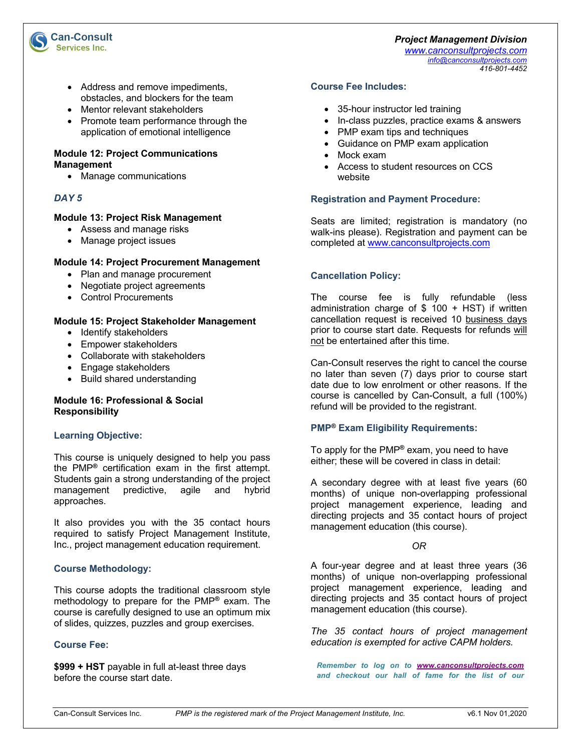- Address and remove impediments, obstacles, and blockers for the team
- Mentor relevant stakeholders
- Promote team performance through the application of emotional intelligence

**Module 12: Project Communications Management**

- Manage communications

### *DAY 5*

**Module 13: Project Risk Management**

- Assess and manage risks
- Manage project issues

**Module 14: Project Procurement Management**

- Plan and manage procurement
- Negotiate project agreements
- Control Procurements

**Module 15: Project Stakeholder Management**

- Identify stakeholders
- Empower stakeholders
- Collaborate with stakeholders
- Engage stakeholders
- Build shared understanding

**Module 16: Professional & Social Responsibility**

### Learning Objective:

This course is uniquely designed to help you pass the PMP® certification exam in the first attempt. Students gain a strong understanding of the project management predictive, agile and hybrid approaches.

It also provides you with the 35 contact hours required to satisfy Project Management Institute, Inc., project management education requirement.

### Course Methodology:

This course adopts the traditional classroom style methodology to prepare for the PMP® exam. The course is carefully designed to use an optimum mix of slides, quizzes, puzzles and group exercises.

### Course Fee:

**$999 + HST** payable in full at-least three days before the course start date.

### Course Fee Includes:

- 35-hour instructor led training
- In-class puzzles, practice exams & answers
- PMP exam tips and techniques
- Guidance on PMP exam application
- Mock exam
- Access to student resources on CCS website

### Registration and Payment Procedure:

Seats are limited; registration is mandatory (no walk-ins please). Registration and payment can be completed at www.canconsultprojects.com

### Cancellation Policy:

The course fee is fully refundable (less administration charge of $ 100 + HST) if written cancellation request is received 10 business days prior to course start date. Requests for refunds will not be entertained after this time.

Can-Consult reserves the right to cancel the course no later than seven (7) days prior to course start date due to low enrolment or other reasons. If the course is cancelled by Can-Consult, a full (100%) refund will be provided to the registrant.

### PMP® Exam Eligibility Requirements:

To apply for the PMP® exam, you need to have either; these will be covered in class in detail:

A secondary degree with at least five years (60 months) of unique non-overlapping professional project management experience, leading and directing projects and 35 contact hours of project management education (this course).

*OR*

A four-year degree and at least three years (36 months) of unique non-overlapping professional project management experience, leading and directing projects and 35 contact hours of project management education (this course).

*The 35 contact hours of project management education is exempted for active CAPM holders.*

***Remember to log on to www.canconsultprojects.com and checkout our hall of fame for the list of our***